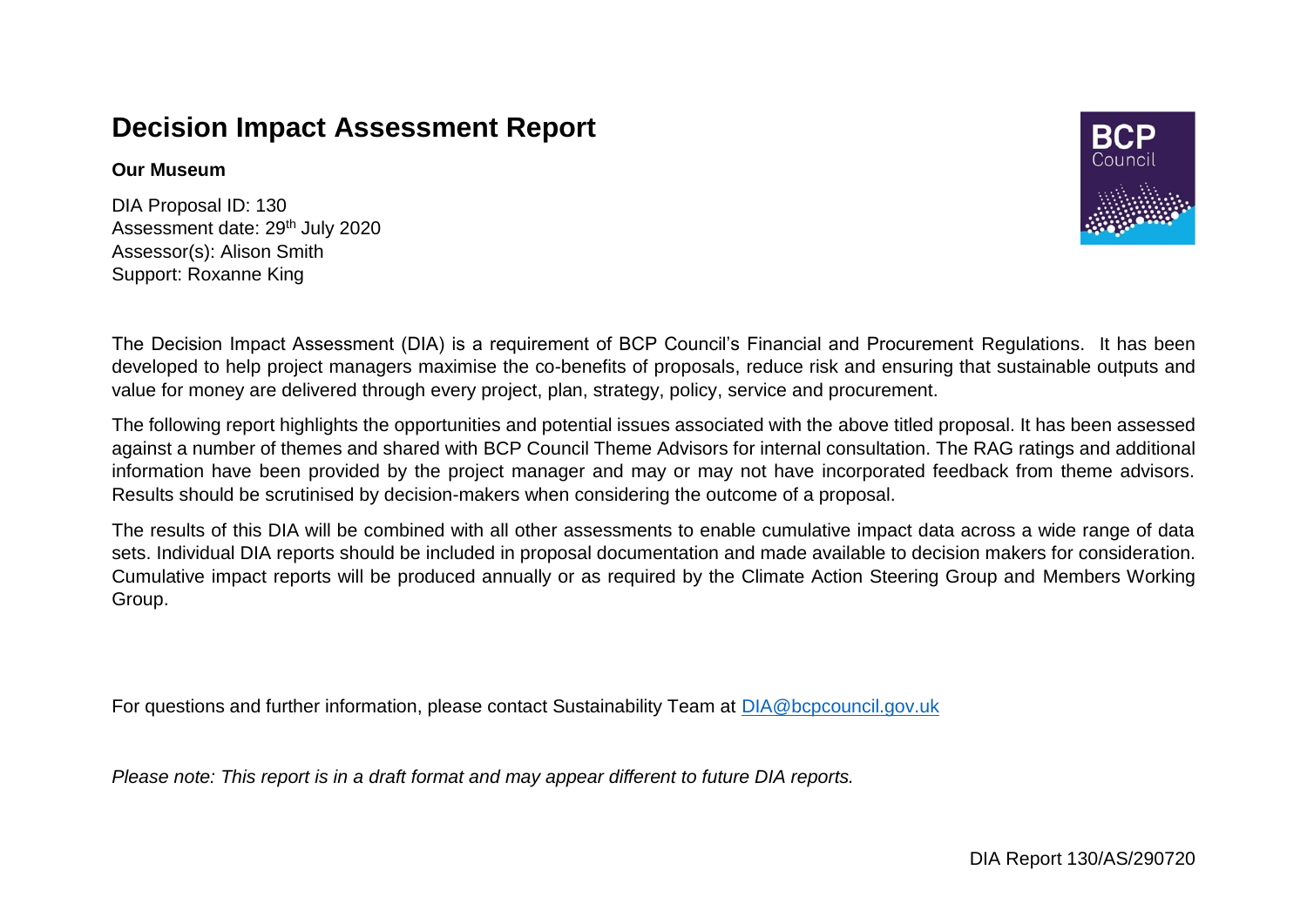# Decision Impact Assessment Report

**Our Museum**

DIA Proposal ID: 130
Assessment date: 29th July 2020
Assessor(s): Alison Smith
Support: Roxanne King

The Decision Impact Assessment (DIA) is a requirement of BCP Council's Financial and Procurement Regulations. It has been developed to help project managers maximise the co-benefits of proposals, reduce risk and ensuring that sustainable outputs and value for money are delivered through every project, plan, strategy, policy, service and procurement.

The following report highlights the opportunities and potential issues associated with the above titled proposal. It has been assessed against a number of themes and shared with BCP Council Theme Advisors for internal consultation. The RAG ratings and additional information have been provided by the project manager and may or may not have incorporated feedback from theme advisors. Results should be scrutinised by decision-makers when considering the outcome of a proposal.

The results of this DIA will be combined with all other assessments to enable cumulative impact data across a wide range of data sets. Individual DIA reports should be included in proposal documentation and made available to decision makers for consideration. Cumulative impact reports will be produced annually or as required by the Climate Action Steering Group and Members Working Group.

For questions and further information, please contact Sustainability Team at DIA@bcpcouncil.gov.uk

*Please note: This report is in a draft format and may appear different to future DIA reports.*

DIA Report 130/AS/290720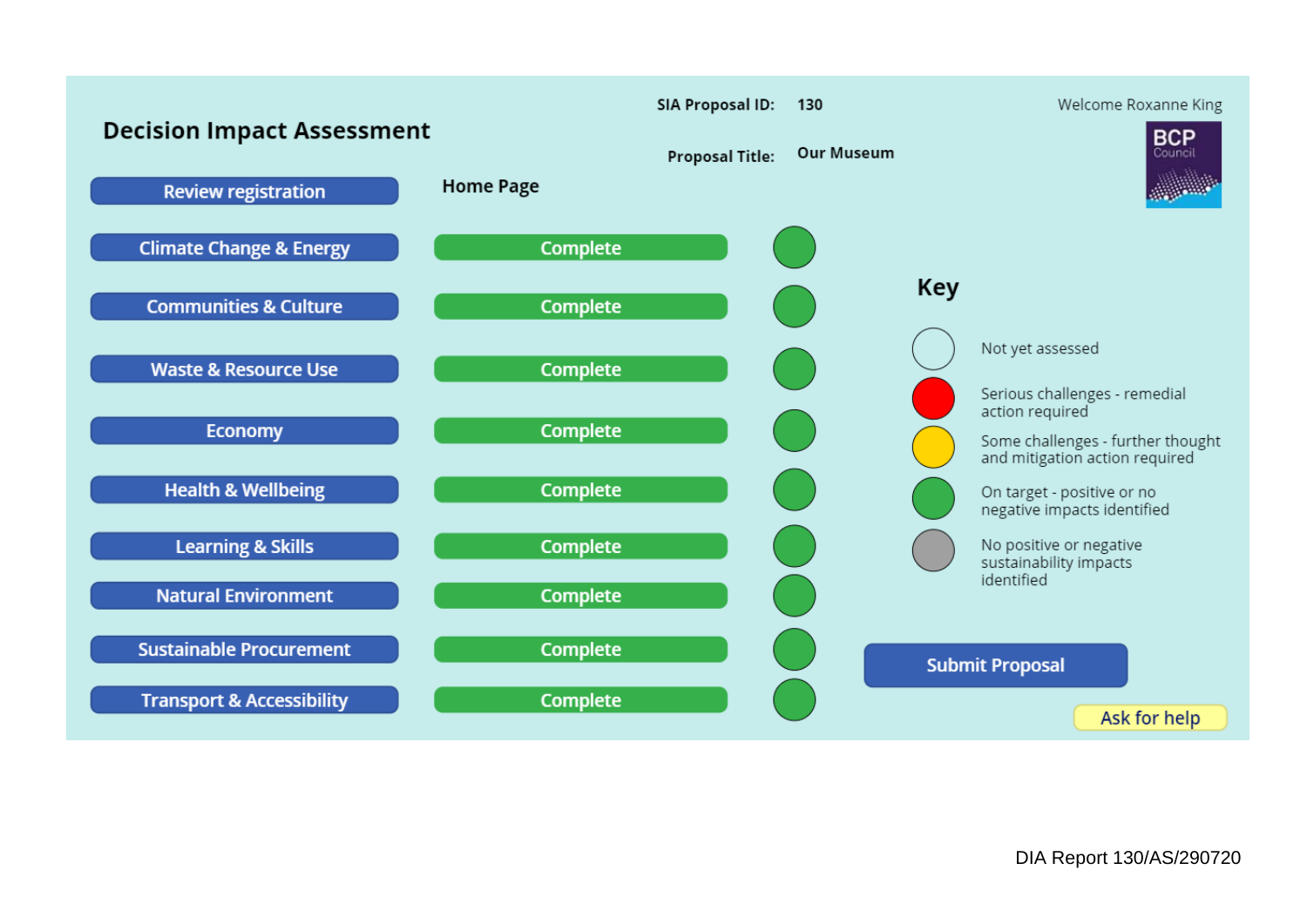# Decision Impact Assessment

**SIA Proposal ID:** 130

**Proposal Title:** Our Museum

Welcome Roxanne King

BCP Council

Review registration

## Home Page

| Theme | Status | Rating |
|---|---|---|
| Climate Change & Energy | Complete | Green |
| Communities & Culture | Complete | Green |
| Waste & Resource Use | Complete | Green |
| Economy | Complete | Green |
| Health & Wellbeing | Complete | Green |
| Learning & Skills | Complete | Green |
| Natural Environment | Complete | Green |
| Sustainable Procurement | Complete | Green |
| Transport & Accessibility | Complete | Green |

## Key

| Colour | Meaning |
|---|---|
| White | Not yet assessed |
| Red | Serious challenges - remedial action required |
| Amber | Some challenges - further thought and mitigation action required |
| Green | On target - positive or no negative impacts identified |
| Grey | No positive or negative sustainability impacts identified |

Submit Proposal

Ask for help

DIA Report 130/AS/290720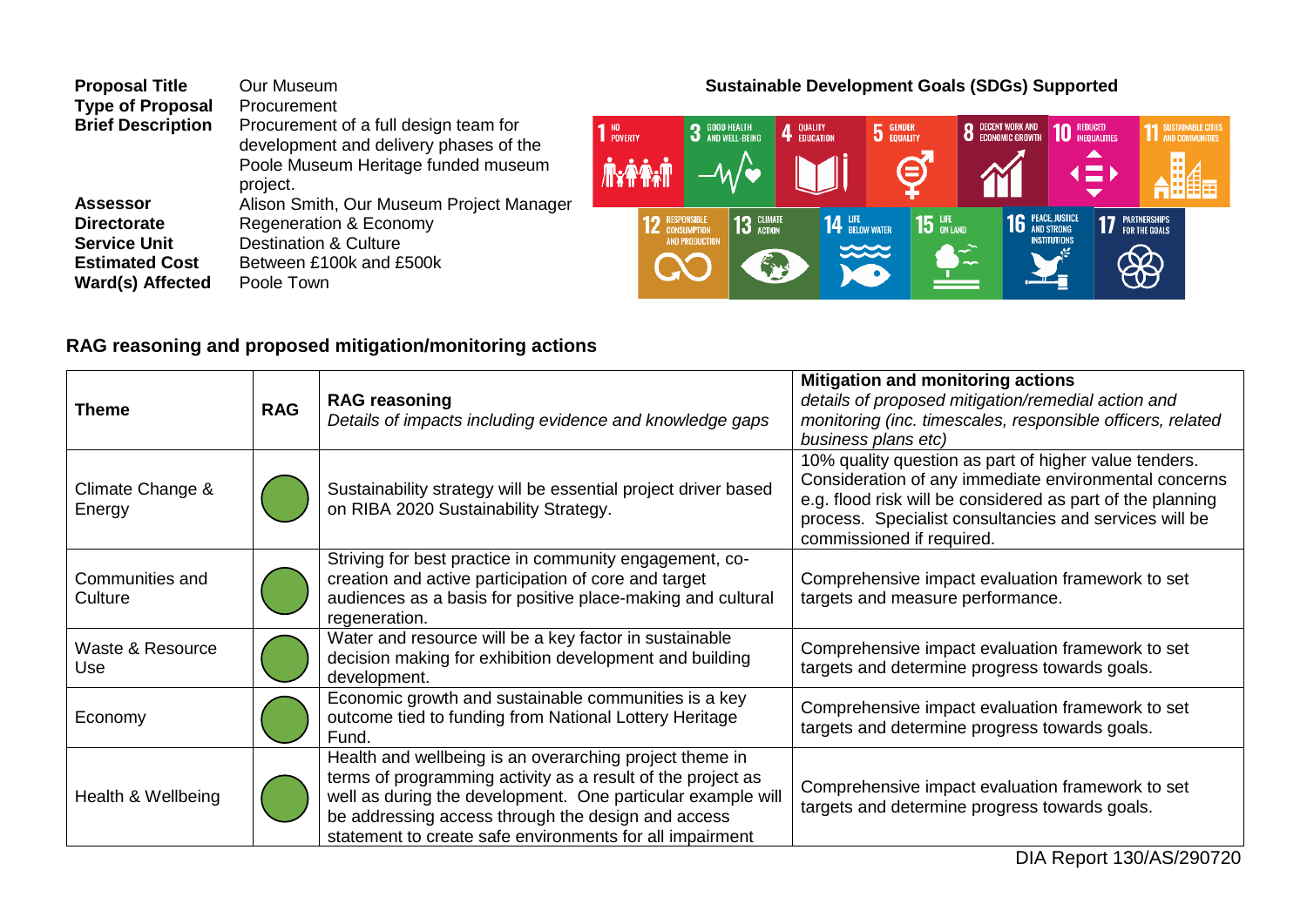| | |
|---|---|
| **Proposal Title** | Our Museum |
| **Type of Proposal** | Procurement |
| **Brief Description** | Procurement of a full design team for development and delivery phases of the Poole Museum Heritage funded museum project. |
| **Assessor** | Alison Smith, Our Museum Project Manager |
| **Directorate** | Regeneration & Economy |
| **Service Unit** | Destination & Culture |
| **Estimated Cost** | Between £100k and £500k |
| **Ward(s) Affected** | Poole Town |

**Sustainable Development Goals (SDGs) Supported**

1 No Poverty; 3 Good Health and Well-Being; 4 Quality Education; 5 Gender Equality; 8 Decent Work and Economic Growth; 10 Reduced Inequalities; 11 Sustainable Cities and Communities; 12 Responsible Consumption and Production; 13 Climate Action; 14 Life Below Water; 15 Life on Land; 16 Peace, Justice and Strong Institutions; 17 Partnerships for the Goals

## RAG reasoning and proposed mitigation/monitoring actions

| Theme | RAG | RAG reasoning<br>*Details of impacts including evidence and knowledge gaps* | Mitigation and monitoring actions<br>*details of proposed mitigation/remedial action and monitoring (inc. timescales, responsible officers, related business plans etc)* |
|---|---|---|---|
| Climate Change & Energy | Green | Sustainability strategy will be essential project driver based on RIBA 2020 Sustainability Strategy. | 10% quality question as part of higher value tenders. Consideration of any immediate environmental concerns e.g. flood risk will be considered as part of the planning process. Specialist consultancies and services will be commissioned if required. |
| Communities and Culture | Green | Striving for best practice in community engagement, co-creation and active participation of core and target audiences as a basis for positive place-making and cultural regeneration. | Comprehensive impact evaluation framework to set targets and measure performance. |
| Waste & Resource Use | Green | Water and resource will be a key factor in sustainable decision making for exhibition development and building development. | Comprehensive impact evaluation framework to set targets and determine progress towards goals. |
| Economy | Green | Economic growth and sustainable communities is a key outcome tied to funding from National Lottery Heritage Fund. | Comprehensive impact evaluation framework to set targets and determine progress towards goals. |
| Health & Wellbeing | Green | Health and wellbeing is an overarching project theme in terms of programming activity as a result of the project as well as during the development. One particular example will be addressing access through the design and access statement to create safe environments for all impairment | Comprehensive impact evaluation framework to set targets and determine progress towards goals. |

DIA Report 130/AS/290720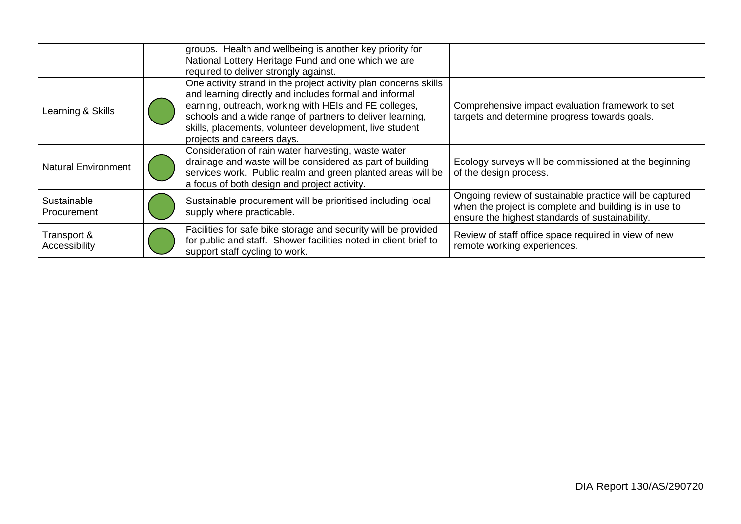| | | | |
|---|---|---|---|
| | | groups. Health and wellbeing is another key priority for National Lottery Heritage Fund and one which we are required to deliver strongly against. | |
| Learning & Skills | | One activity strand in the project activity plan concerns skills and learning directly and includes formal and informal earning, outreach, working with HEIs and FE colleges, schools and a wide range of partners to deliver learning, skills, placements, volunteer development, live student projects and careers days. | Comprehensive impact evaluation framework to set targets and determine progress towards goals. |
| Natural Environment | | Consideration of rain water harvesting, waste water drainage and waste will be considered as part of building services work. Public realm and green planted areas will be a focus of both design and project activity. | Ecology surveys will be commissioned at the beginning of the design process. |
| Sustainable Procurement | | Sustainable procurement will be prioritised including local supply where practicable. | Ongoing review of sustainable practice will be captured when the project is complete and building is in use to ensure the highest standards of sustainability. |
| Transport & Accessibility | | Facilities for safe bike storage and security will be provided for public and staff. Shower facilities noted in client brief to support staff cycling to work. | Review of staff office space required in view of new remote working experiences. |

DIA Report 130/AS/290720